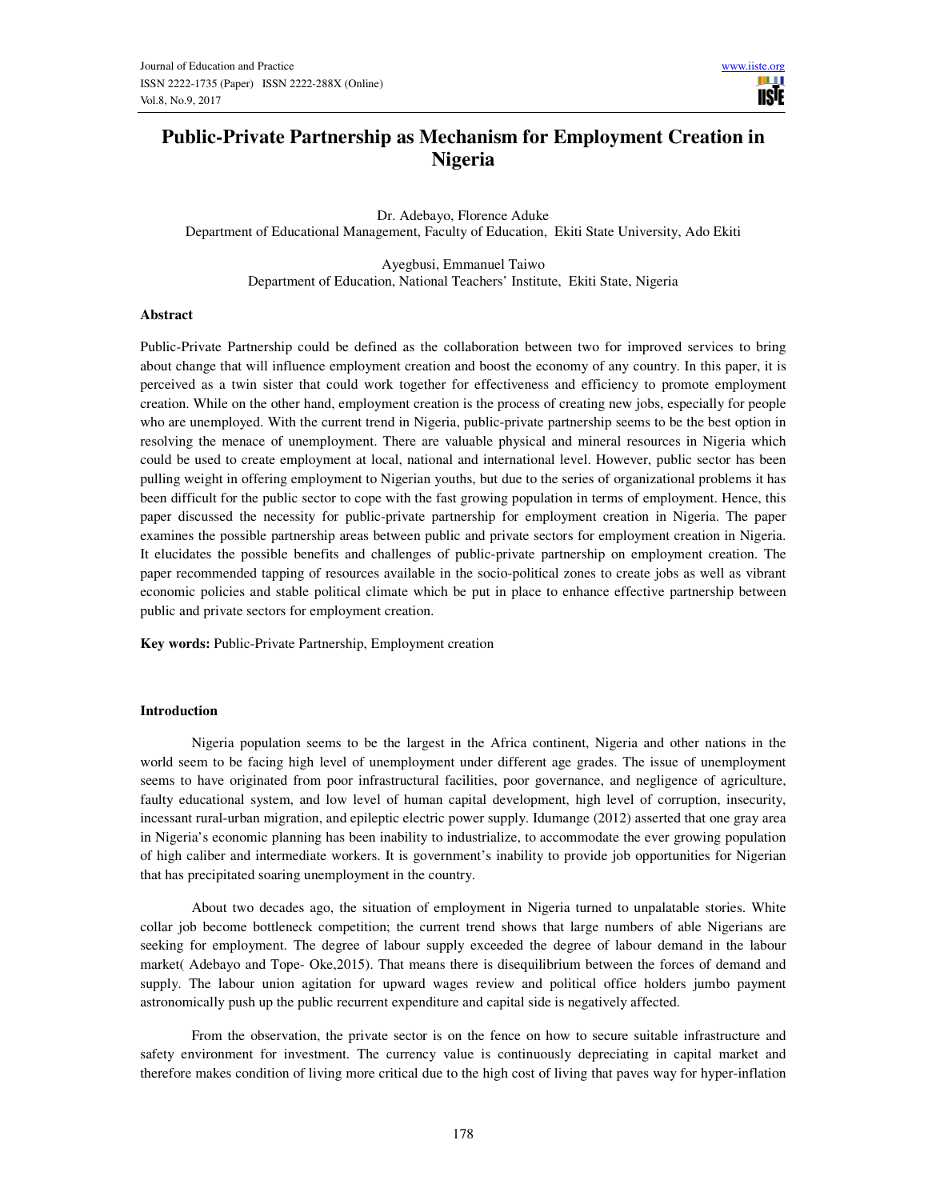# Public-Private Partnership as Mechanism for Employment Creation in Nigeria

Dr. Adebayo, Florence Aduke
Department of Educational Management, Faculty of Education, Ekiti State University, Ado Ekiti

Ayegbusi, Emmanuel Taiwo
Department of Education, National Teachers' Institute, Ekiti State, Nigeria

## Abstract

Public-Private Partnership could be defined as the collaboration between two for improved services to bring about change that will influence employment creation and boost the economy of any country. In this paper, it is perceived as a twin sister that could work together for effectiveness and efficiency to promote employment creation. While on the other hand, employment creation is the process of creating new jobs, especially for people who are unemployed. With the current trend in Nigeria, public-private partnership seems to be the best option in resolving the menace of unemployment. There are valuable physical and mineral resources in Nigeria which could be used to create employment at local, national and international level. However, public sector has been pulling weight in offering employment to Nigerian youths, but due to the series of organizational problems it has been difficult for the public sector to cope with the fast growing population in terms of employment. Hence, this paper discussed the necessity for public-private partnership for employment creation in Nigeria. The paper examines the possible partnership areas between public and private sectors for employment creation in Nigeria. It elucidates the possible benefits and challenges of public-private partnership on employment creation. The paper recommended tapping of resources available in the socio-political zones to create jobs as well as vibrant economic policies and stable political climate which be put in place to enhance effective partnership between public and private sectors for employment creation.

**Key words:** Public-Private Partnership, Employment creation

## Introduction

Nigeria population seems to be the largest in the Africa continent, Nigeria and other nations in the world seem to be facing high level of unemployment under different age grades. The issue of unemployment seems to have originated from poor infrastructural facilities, poor governance, and negligence of agriculture, faulty educational system, and low level of human capital development, high level of corruption, insecurity, incessant rural-urban migration, and epileptic electric power supply. Idumange (2012) asserted that one gray area in Nigeria's economic planning has been inability to industrialize, to accommodate the ever growing population of high caliber and intermediate workers. It is government's inability to provide job opportunities for Nigerian that has precipitated soaring unemployment in the country.

About two decades ago, the situation of employment in Nigeria turned to unpalatable stories. White collar job become bottleneck competition; the current trend shows that large numbers of able Nigerians are seeking for employment. The degree of labour supply exceeded the degree of labour demand in the labour market( Adebayo and Tope- Oke,2015). That means there is disequilibrium between the forces of demand and supply. The labour union agitation for upward wages review and political office holders jumbo payment astronomically push up the public recurrent expenditure and capital side is negatively affected.

From the observation, the private sector is on the fence on how to secure suitable infrastructure and safety environment for investment. The currency value is continuously depreciating in capital market and therefore makes condition of living more critical due to the high cost of living that paves way for hyper-inflation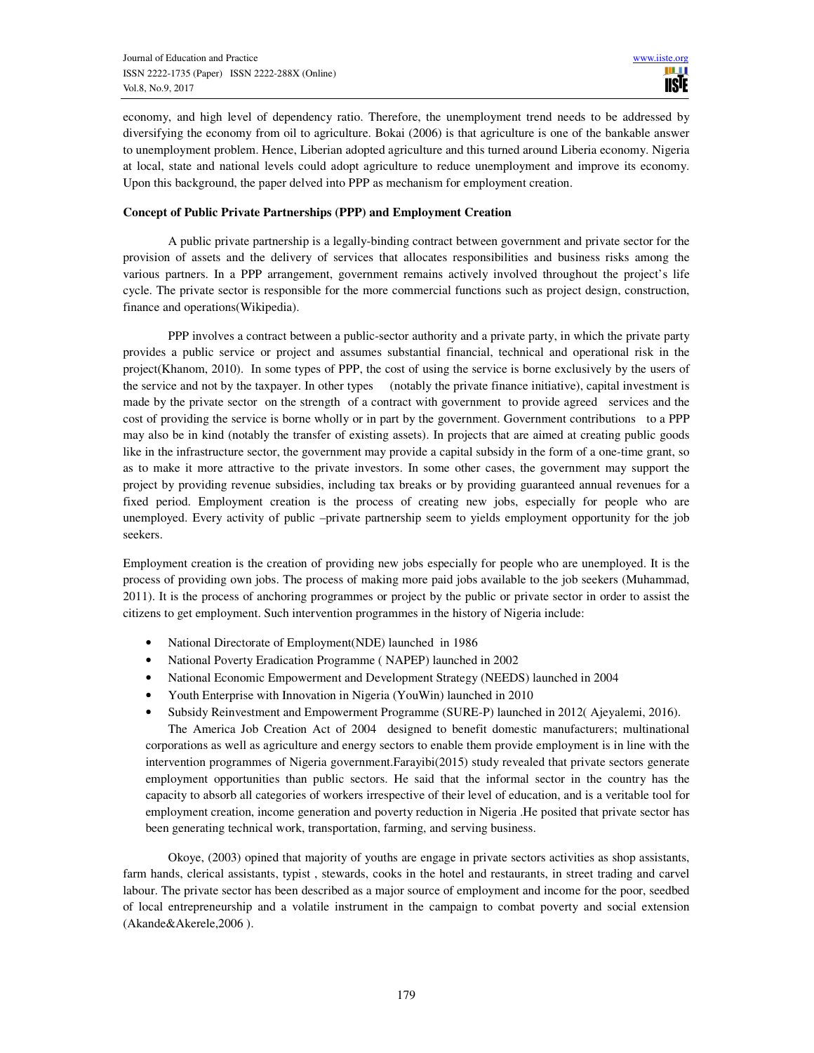economy, and high level of dependency ratio. Therefore, the unemployment trend needs to be addressed by diversifying the economy from oil to agriculture. Bokai (2006) is that agriculture is one of the bankable answer to unemployment problem. Hence, Liberian adopted agriculture and this turned around Liberia economy. Nigeria at local, state and national levels could adopt agriculture to reduce unemployment and improve its economy. Upon this background, the paper delved into PPP as mechanism for employment creation.

**Concept of Public Private Partnerships (PPP) and Employment Creation**

A public private partnership is a legally-binding contract between government and private sector for the provision of assets and the delivery of services that allocates responsibilities and business risks among the various partners. In a PPP arrangement, government remains actively involved throughout the project's life cycle. The private sector is responsible for the more commercial functions such as project design, construction, finance and operations(Wikipedia).

PPP involves a contract between a public-sector authority and a private party, in which the private party provides a public service or project and assumes substantial financial, technical and operational risk in the project(Khanom, 2010). In some types of PPP, the cost of using the service is borne exclusively by the users of the service and not by the taxpayer. In other types (notably the private finance initiative), capital investment is made by the private sector on the strength of a contract with government to provide agreed services and the cost of providing the service is borne wholly or in part by the government. Government contributions to a PPP may also be in kind (notably the transfer of existing assets). In projects that are aimed at creating public goods like in the infrastructure sector, the government may provide a capital subsidy in the form of a one-time grant, so as to make it more attractive to the private investors. In some other cases, the government may support the project by providing revenue subsidies, including tax breaks or by providing guaranteed annual revenues for a fixed period. Employment creation is the process of creating new jobs, especially for people who are unemployed. Every activity of public –private partnership seem to yields employment opportunity for the job seekers.

Employment creation is the creation of providing new jobs especially for people who are unemployed. It is the process of providing own jobs. The process of making more paid jobs available to the job seekers (Muhammad, 2011). It is the process of anchoring programmes or project by the public or private sector in order to assist the citizens to get employment. Such intervention programmes in the history of Nigeria include:

- National Directorate of Employment(NDE) launched in 1986
- National Poverty Eradication Programme ( NAPEP) launched in 2002
- National Economic Empowerment and Development Strategy (NEEDS) launched in 2004
- Youth Enterprise with Innovation in Nigeria (YouWin) launched in 2010
- Subsidy Reinvestment and Empowerment Programme (SURE-P) launched in 2012( Ajeyalemi, 2016).

The America Job Creation Act of 2004 designed to benefit domestic manufacturers; multinational corporations as well as agriculture and energy sectors to enable them provide employment is in line with the intervention programmes of Nigeria government.Farayibi(2015) study revealed that private sectors generate employment opportunities than public sectors. He said that the informal sector in the country has the capacity to absorb all categories of workers irrespective of their level of education, and is a veritable tool for employment creation, income generation and poverty reduction in Nigeria .He posited that private sector has been generating technical work, transportation, farming, and serving business.

Okoye, (2003) opined that majority of youths are engage in private sectors activities as shop assistants, farm hands, clerical assistants, typist , stewards, cooks in the hotel and restaurants, in street trading and carvel labour. The private sector has been described as a major source of employment and income for the poor, seedbed of local entrepreneurship and a volatile instrument in the campaign to combat poverty and social extension (Akande&Akerele,2006 ).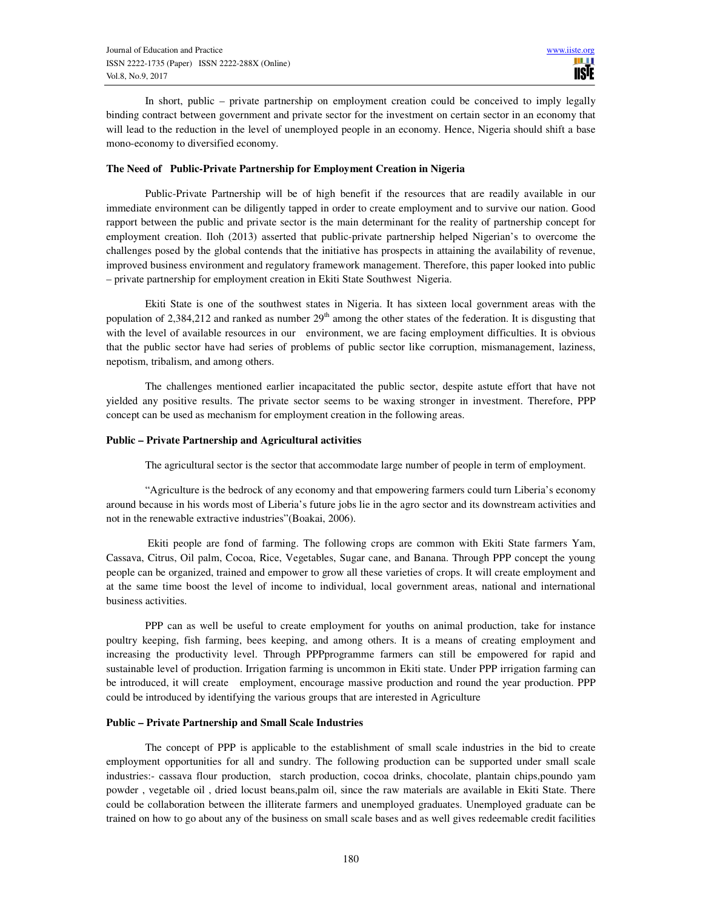In short, public – private partnership on employment creation could be conceived to imply legally binding contract between government and private sector for the investment on certain sector in an economy that will lead to the reduction in the level of unemployed people in an economy. Hence, Nigeria should shift a base mono-economy to diversified economy.

**The Need of Public-Private Partnership for Employment Creation in Nigeria**

Public-Private Partnership will be of high benefit if the resources that are readily available in our immediate environment can be diligently tapped in order to create employment and to survive our nation. Good rapport between the public and private sector is the main determinant for the reality of partnership concept for employment creation. Iloh (2013) asserted that public-private partnership helped Nigerian's to overcome the challenges posed by the global contends that the initiative has prospects in attaining the availability of revenue, improved business environment and regulatory framework management. Therefore, this paper looked into public – private partnership for employment creation in Ekiti State Southwest Nigeria.

Ekiti State is one of the southwest states in Nigeria. It has sixteen local government areas with the population of 2,384,212 and ranked as number 29th among the other states of the federation. It is disgusting that with the level of available resources in our environment, we are facing employment difficulties. It is obvious that the public sector have had series of problems of public sector like corruption, mismanagement, laziness, nepotism, tribalism, and among others.

The challenges mentioned earlier incapacitated the public sector, despite astute effort that have not yielded any positive results. The private sector seems to be waxing stronger in investment. Therefore, PPP concept can be used as mechanism for employment creation in the following areas.

**Public – Private Partnership and Agricultural activities**

The agricultural sector is the sector that accommodate large number of people in term of employment.

"Agriculture is the bedrock of any economy and that empowering farmers could turn Liberia's economy around because in his words most of Liberia's future jobs lie in the agro sector and its downstream activities and not in the renewable extractive industries"(Boakai, 2006).

Ekiti people are fond of farming. The following crops are common with Ekiti State farmers Yam, Cassava, Citrus, Oil palm, Cocoa, Rice, Vegetables, Sugar cane, and Banana. Through PPP concept the young people can be organized, trained and empower to grow all these varieties of crops. It will create employment and at the same time boost the level of income to individual, local government areas, national and international business activities.

PPP can as well be useful to create employment for youths on animal production, take for instance poultry keeping, fish farming, bees keeping, and among others. It is a means of creating employment and increasing the productivity level. Through PPPprogramme farmers can still be empowered for rapid and sustainable level of production. Irrigation farming is uncommon in Ekiti state. Under PPP irrigation farming can be introduced, it will create employment, encourage massive production and round the year production. PPP could be introduced by identifying the various groups that are interested in Agriculture

**Public – Private Partnership and Small Scale Industries**

The concept of PPP is applicable to the establishment of small scale industries in the bid to create employment opportunities for all and sundry. The following production can be supported under small scale industries:- cassava flour production, starch production, cocoa drinks, chocolate, plantain chips,poundo yam powder , vegetable oil , dried locust beans,palm oil, since the raw materials are available in Ekiti State. There could be collaboration between the illiterate farmers and unemployed graduates. Unemployed graduate can be trained on how to go about any of the business on small scale bases and as well gives redeemable credit facilities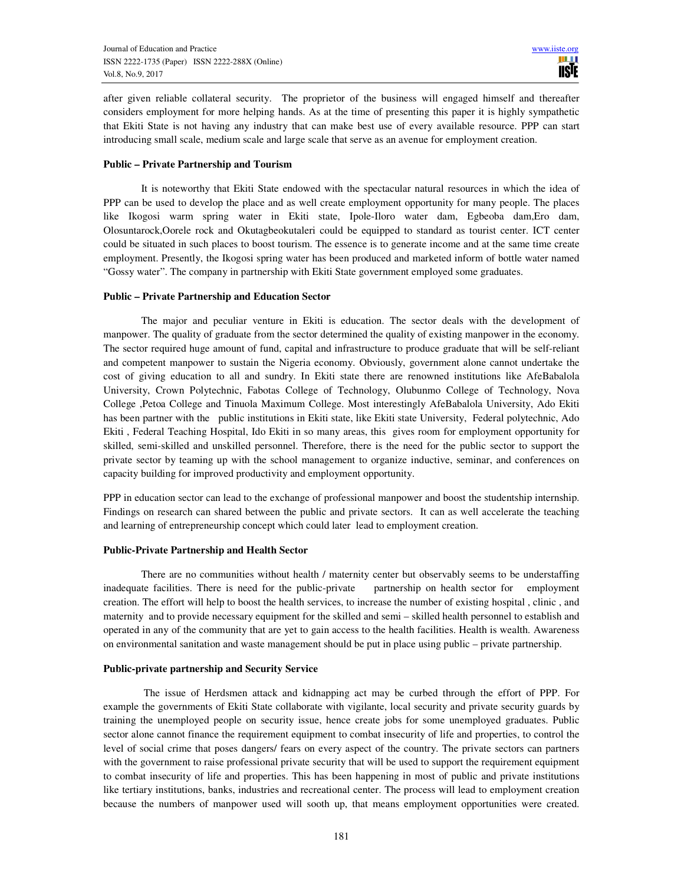after given reliable collateral security. The proprietor of the business will engaged himself and thereafter considers employment for more helping hands. As at the time of presenting this paper it is highly sympathetic that Ekiti State is not having any industry that can make best use of every available resource. PPP can start introducing small scale, medium scale and large scale that serve as an avenue for employment creation.

**Public – Private Partnership and Tourism**

It is noteworthy that Ekiti State endowed with the spectacular natural resources in which the idea of PPP can be used to develop the place and as well create employment opportunity for many people. The places like Ikogosi warm spring water in Ekiti state, Ipole-Iloro water dam, Egbeoba dam,Ero dam, Olosuntarock,Oorele rock and Okutagbeokutaleri could be equipped to standard as tourist center. ICT center could be situated in such places to boost tourism. The essence is to generate income and at the same time create employment. Presently, the Ikogosi spring water has been produced and marketed inform of bottle water named "Gossy water". The company in partnership with Ekiti State government employed some graduates.

**Public – Private Partnership and Education Sector**

The major and peculiar venture in Ekiti is education. The sector deals with the development of manpower. The quality of graduate from the sector determined the quality of existing manpower in the economy. The sector required huge amount of fund, capital and infrastructure to produce graduate that will be self-reliant and competent manpower to sustain the Nigeria economy. Obviously, government alone cannot undertake the cost of giving education to all and sundry. In Ekiti state there are renowned institutions like AfeBabalola University, Crown Polytechnic, Fabotas College of Technology, Olubunmo College of Technology, Nova College ,Petoa College and Tinuola Maximum College. Most interestingly AfeBabalola University, Ado Ekiti has been partner with the public institutions in Ekiti state, like Ekiti state University, Federal polytechnic, Ado Ekiti , Federal Teaching Hospital, Ido Ekiti in so many areas, this gives room for employment opportunity for skilled, semi-skilled and unskilled personnel. Therefore, there is the need for the public sector to support the private sector by teaming up with the school management to organize inductive, seminar, and conferences on capacity building for improved productivity and employment opportunity.

PPP in education sector can lead to the exchange of professional manpower and boost the studentship internship. Findings on research can shared between the public and private sectors. It can as well accelerate the teaching and learning of entrepreneurship concept which could later lead to employment creation.

**Public-Private Partnership and Health Sector**

There are no communities without health / maternity center but observably seems to be understaffing inadequate facilities. There is need for the public-private partnership on health sector for employment creation. The effort will help to boost the health services, to increase the number of existing hospital , clinic , and maternity and to provide necessary equipment for the skilled and semi – skilled health personnel to establish and operated in any of the community that are yet to gain access to the health facilities. Health is wealth. Awareness on environmental sanitation and waste management should be put in place using public – private partnership.

**Public-private partnership and Security Service**

The issue of Herdsmen attack and kidnapping act may be curbed through the effort of PPP. For example the governments of Ekiti State collaborate with vigilante, local security and private security guards by training the unemployed people on security issue, hence create jobs for some unemployed graduates. Public sector alone cannot finance the requirement equipment to combat insecurity of life and properties, to control the level of social crime that poses dangers/ fears on every aspect of the country. The private sectors can partners with the government to raise professional private security that will be used to support the requirement equipment to combat insecurity of life and properties. This has been happening in most of public and private institutions like tertiary institutions, banks, industries and recreational center. The process will lead to employment creation because the numbers of manpower used will sooth up, that means employment opportunities were created.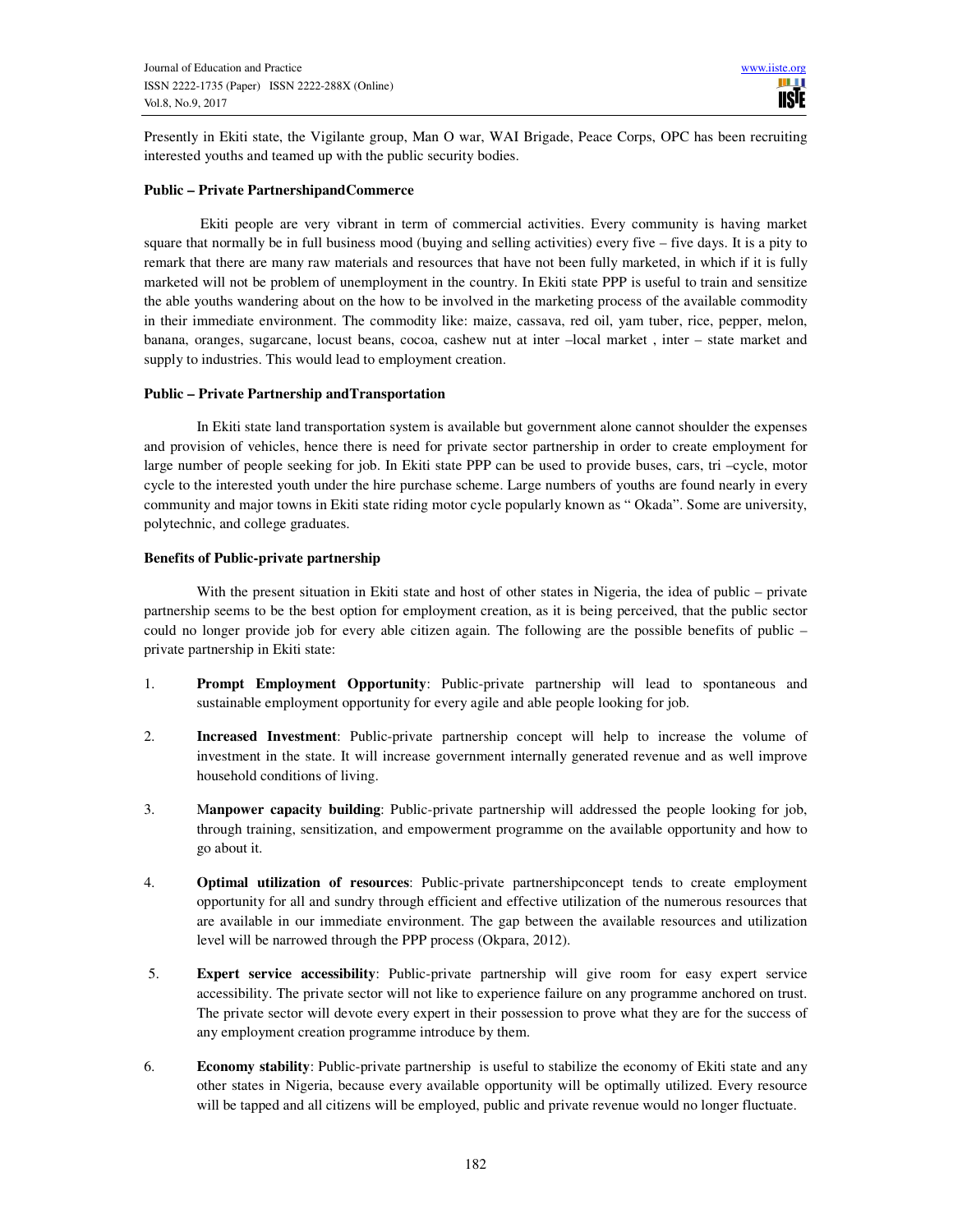Presently in Ekiti state, the Vigilante group, Man O war, WAI Brigade, Peace Corps, OPC has been recruiting interested youths and teamed up with the public security bodies.

**Public – Private PartnershipandCommerce**

Ekiti people are very vibrant in term of commercial activities. Every community is having market square that normally be in full business mood (buying and selling activities) every five – five days. It is a pity to remark that there are many raw materials and resources that have not been fully marketed, in which if it is fully marketed will not be problem of unemployment in the country. In Ekiti state PPP is useful to train and sensitize the able youths wandering about on the how to be involved in the marketing process of the available commodity in their immediate environment. The commodity like: maize, cassava, red oil, yam tuber, rice, pepper, melon, banana, oranges, sugarcane, locust beans, cocoa, cashew nut at inter –local market , inter – state market and supply to industries. This would lead to employment creation.

**Public – Private Partnership andTransportation**

In Ekiti state land transportation system is available but government alone cannot shoulder the expenses and provision of vehicles, hence there is need for private sector partnership in order to create employment for large number of people seeking for job. In Ekiti state PPP can be used to provide buses, cars, tri –cycle, motor cycle to the interested youth under the hire purchase scheme. Large numbers of youths are found nearly in every community and major towns in Ekiti state riding motor cycle popularly known as " Okada". Some are university, polytechnic, and college graduates.

**Benefits of Public-private partnership**

With the present situation in Ekiti state and host of other states in Nigeria, the idea of public – private partnership seems to be the best option for employment creation, as it is being perceived, that the public sector could no longer provide job for every able citizen again. The following are the possible benefits of public – private partnership in Ekiti state:

1. **Prompt Employment Opportunity**: Public-private partnership will lead to spontaneous and sustainable employment opportunity for every agile and able people looking for job.
2. **Increased Investment**: Public-private partnership concept will help to increase the volume of investment in the state. It will increase government internally generated revenue and as well improve household conditions of living.
3. **Manpower capacity building**: Public-private partnership will addressed the people looking for job, through training, sensitization, and empowerment programme on the available opportunity and how to go about it.
4. **Optimal utilization of resources**: Public-private partnershipconcept tends to create employment opportunity for all and sundry through efficient and effective utilization of the numerous resources that are available in our immediate environment. The gap between the available resources and utilization level will be narrowed through the PPP process (Okpara, 2012).
5. **Expert service accessibility**: Public-private partnership will give room for easy expert service accessibility. The private sector will not like to experience failure on any programme anchored on trust. The private sector will devote every expert in their possession to prove what they are for the success of any employment creation programme introduce by them.
6. **Economy stability**: Public-private partnership is useful to stabilize the economy of Ekiti state and any other states in Nigeria, because every available opportunity will be optimally utilized. Every resource will be tapped and all citizens will be employed, public and private revenue would no longer fluctuate.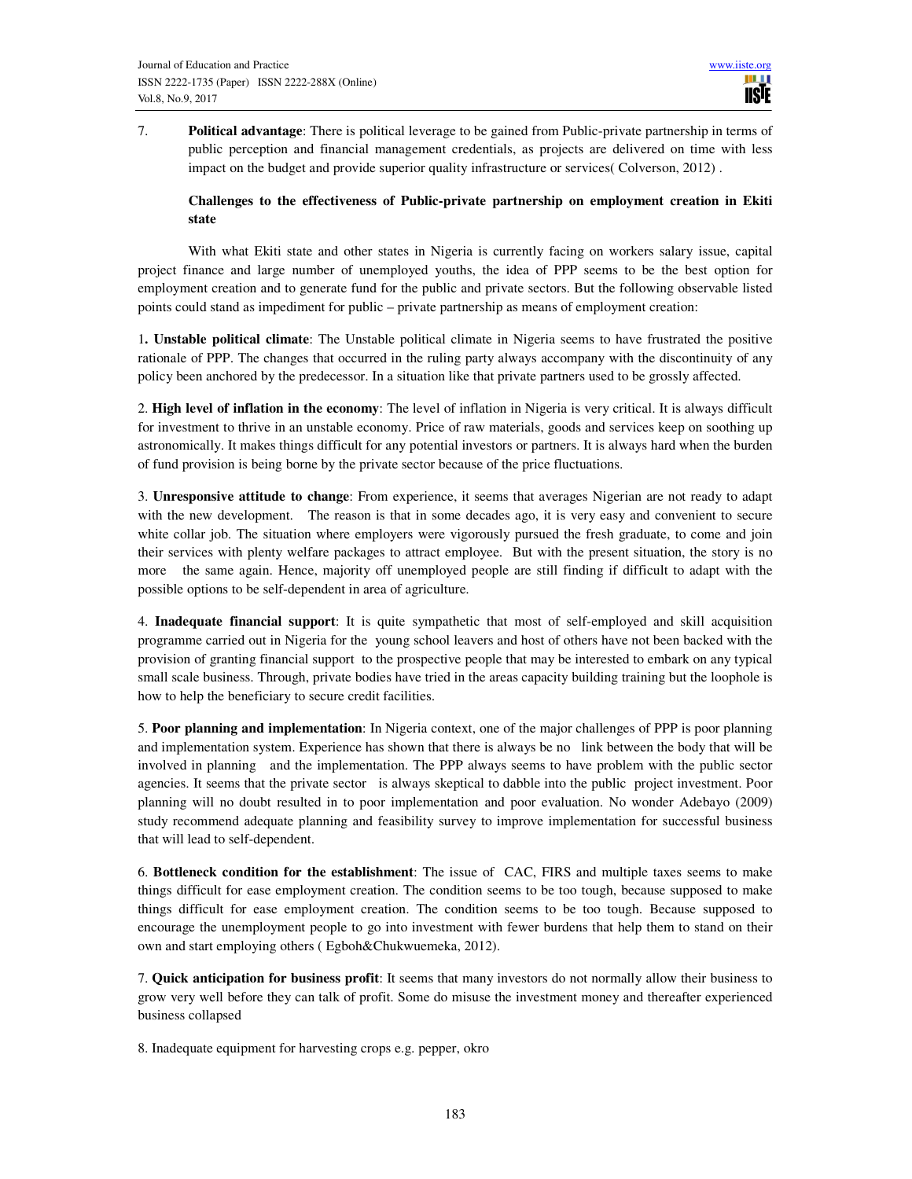7. **Political advantage**: There is political leverage to be gained from Public-private partnership in terms of public perception and financial management credentials, as projects are delivered on time with less impact on the budget and provide superior quality infrastructure or services( Colverson, 2012) .

**Challenges to the effectiveness of Public-private partnership on employment creation in Ekiti state**

With what Ekiti state and other states in Nigeria is currently facing on workers salary issue, capital project finance and large number of unemployed youths, the idea of PPP seems to be the best option for employment creation and to generate fund for the public and private sectors. But the following observable listed points could stand as impediment for public – private partnership as means of employment creation:

1**. Unstable political climate**: The Unstable political climate in Nigeria seems to have frustrated the positive rationale of PPP. The changes that occurred in the ruling party always accompany with the discontinuity of any policy been anchored by the predecessor. In a situation like that private partners used to be grossly affected.

2. **High level of inflation in the economy**: The level of inflation in Nigeria is very critical. It is always difficult for investment to thrive in an unstable economy. Price of raw materials, goods and services keep on soothing up astronomically. It makes things difficult for any potential investors or partners. It is always hard when the burden of fund provision is being borne by the private sector because of the price fluctuations.

3. **Unresponsive attitude to change**: From experience, it seems that averages Nigerian are not ready to adapt with the new development. The reason is that in some decades ago, it is very easy and convenient to secure white collar job. The situation where employers were vigorously pursued the fresh graduate, to come and join their services with plenty welfare packages to attract employee. But with the present situation, the story is no more the same again. Hence, majority off unemployed people are still finding if difficult to adapt with the possible options to be self-dependent in area of agriculture.

4. **Inadequate financial support**: It is quite sympathetic that most of self-employed and skill acquisition programme carried out in Nigeria for the young school leavers and host of others have not been backed with the provision of granting financial support to the prospective people that may be interested to embark on any typical small scale business. Through, private bodies have tried in the areas capacity building training but the loophole is how to help the beneficiary to secure credit facilities.

5. **Poor planning and implementation**: In Nigeria context, one of the major challenges of PPP is poor planning and implementation system. Experience has shown that there is always be no link between the body that will be involved in planning and the implementation. The PPP always seems to have problem with the public sector agencies. It seems that the private sector is always skeptical to dabble into the public project investment. Poor planning will no doubt resulted in to poor implementation and poor evaluation. No wonder Adebayo (2009) study recommend adequate planning and feasibility survey to improve implementation for successful business that will lead to self-dependent.

6. **Bottleneck condition for the establishment**: The issue of CAC, FIRS and multiple taxes seems to make things difficult for ease employment creation. The condition seems to be too tough, because supposed to make things difficult for ease employment creation. The condition seems to be too tough. Because supposed to encourage the unemployment people to go into investment with fewer burdens that help them to stand on their own and start employing others ( Egboh&Chukwuemeka, 2012).

7. **Quick anticipation for business profit**: It seems that many investors do not normally allow their business to grow very well before they can talk of profit. Some do misuse the investment money and thereafter experienced business collapsed

8. Inadequate equipment for harvesting crops e.g. pepper, okro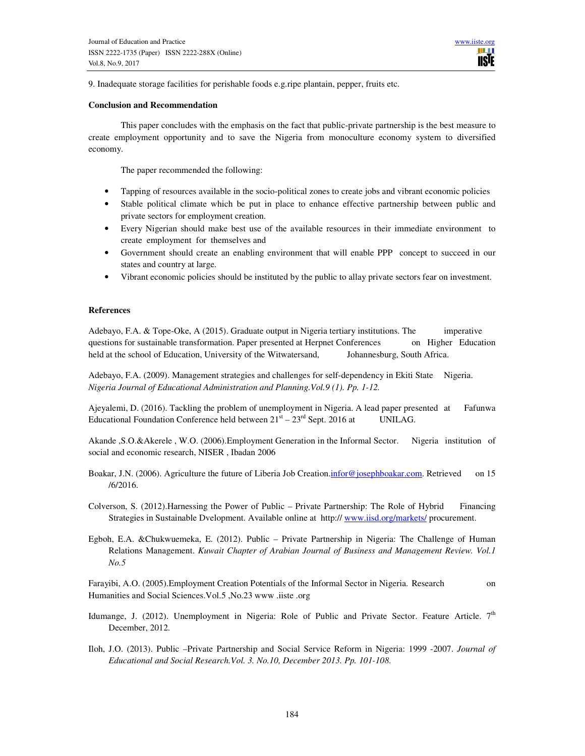9. Inadequate storage facilities for perishable foods e.g.ripe plantain, pepper, fruits etc.

**Conclusion and Recommendation**

This paper concludes with the emphasis on the fact that public-private partnership is the best measure to create employment opportunity and to save the Nigeria from monoculture economy system to diversified economy.

The paper recommended the following:

- Tapping of resources available in the socio-political zones to create jobs and vibrant economic policies
- Stable political climate which be put in place to enhance effective partnership between public and private sectors for employment creation.
- Every Nigerian should make best use of the available resources in their immediate environment to create employment for themselves and
- Government should create an enabling environment that will enable PPP concept to succeed in our states and country at large.
- Vibrant economic policies should be instituted by the public to allay private sectors fear on investment.

**References**

Adebayo, F.A. & Tope-Oke, A (2015). Graduate output in Nigeria tertiary institutions. The imperative questions for sustainable transformation. Paper presented at Herpnet Conferences on Higher Education held at the school of Education, University of the Witwatersand, Johannesburg, South Africa.

Adebayo, F.A. (2009). Management strategies and challenges for self-dependency in Ekiti State Nigeria. *Nigeria Journal of Educational Administration and Planning.Vol.9 (1). Pp. 1-12.*

Ajeyalemi, D. (2016). Tackling the problem of unemployment in Nigeria. A lead paper presented at Fafunwa Educational Foundation Conference held between 21st – 23rd Sept. 2016 at UNILAG.

Akande ,S.O.&Akerele , W.O. (2006).Employment Generation in the Informal Sector. Nigeria institution of social and economic research, NISER , Ibadan 2006

Boakar, J.N. (2006). Agriculture the future of Liberia Job Creation.infor@josephboakar.com. Retrieved on 15 /6/2016.

Colverson, S. (2012).Harnessing the Power of Public – Private Partnership: The Role of Hybrid Financing Strategies in Sustainable Dvelopment. Available online at http:// www.iisd.org/markets/ procurement.

Egboh, E.A. &Chukwuemeka, E. (2012). Public – Private Partnership in Nigeria: The Challenge of Human Relations Management. *Kuwait Chapter of Arabian Journal of Business and Management Review. Vol.1 No.5*

Farayibi, A.O. (2005).Employment Creation Potentials of the Informal Sector in Nigeria. Research on Humanities and Social Sciences.Vol.5 ,No.23 www .iiste .org

Idumange, J. (2012). Unemployment in Nigeria: Role of Public and Private Sector. Feature Article. 7th December, 2012.

Iloh, J.O. (2013). Public –Private Partnership and Social Service Reform in Nigeria: 1999 -2007. *Journal of Educational and Social Research.Vol. 3. No.10, December 2013. Pp. 101-108.*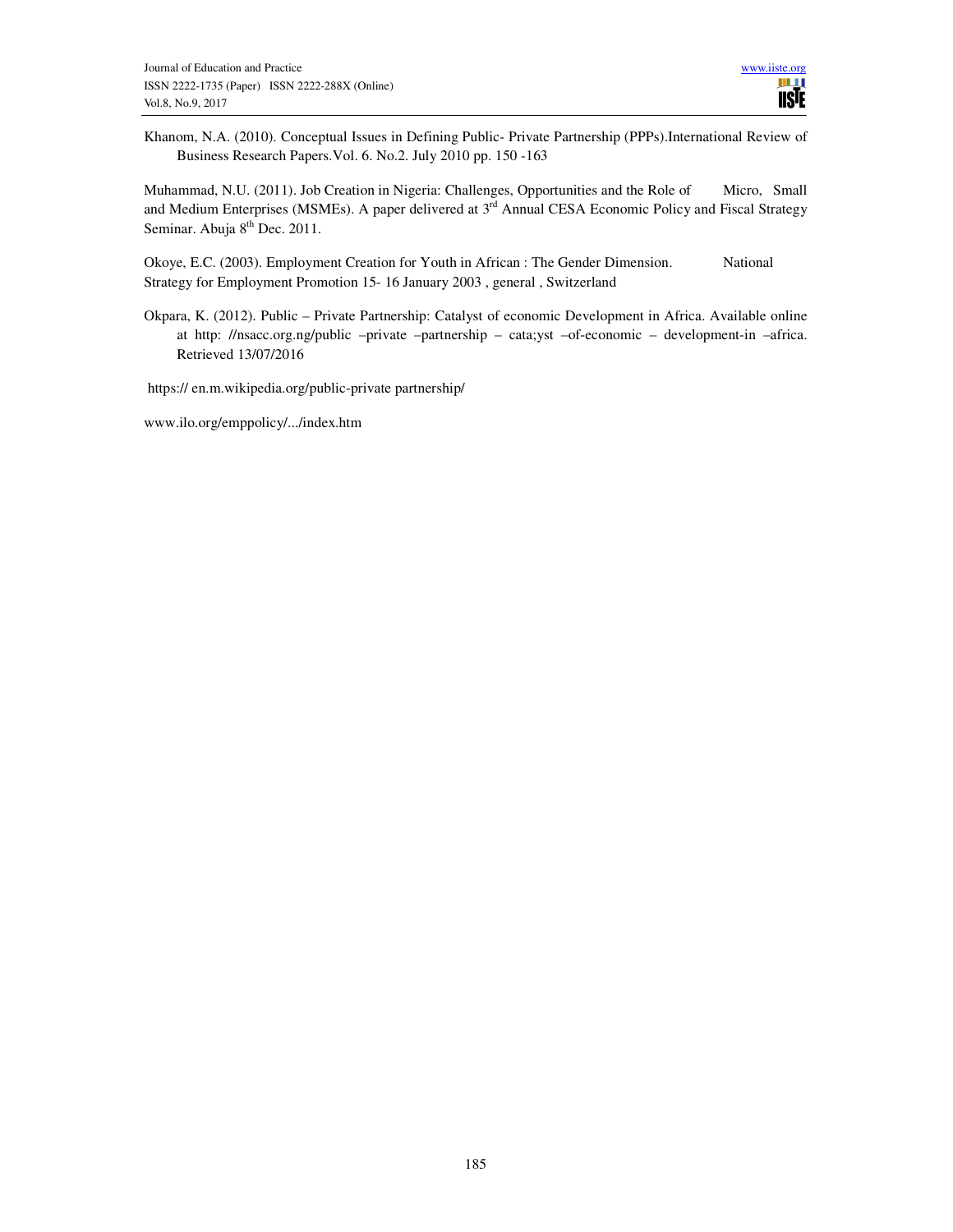Khanom, N.A. (2010). Conceptual Issues in Defining Public- Private Partnership (PPPs).International Review of Business Research Papers.Vol. 6. No.2. July 2010 pp. 150 -163

Muhammad, N.U. (2011). Job Creation in Nigeria: Challenges, Opportunities and the Role of Micro, Small and Medium Enterprises (MSMEs). A paper delivered at 3rd Annual CESA Economic Policy and Fiscal Strategy Seminar. Abuja 8th Dec. 2011.

Okoye, E.C. (2003). Employment Creation for Youth in African : The Gender Dimension. National Strategy for Employment Promotion 15- 16 January 2003 , general , Switzerland

Okpara, K. (2012). Public – Private Partnership: Catalyst of economic Development in Africa. Available online at http: //nsacc.org.ng/public –private –partnership – cata;yst –of-economic – development-in –africa. Retrieved 13/07/2016

https:// en.m.wikipedia.org/public-private partnership/

www.ilo.org/emppolicy/.../index.htm